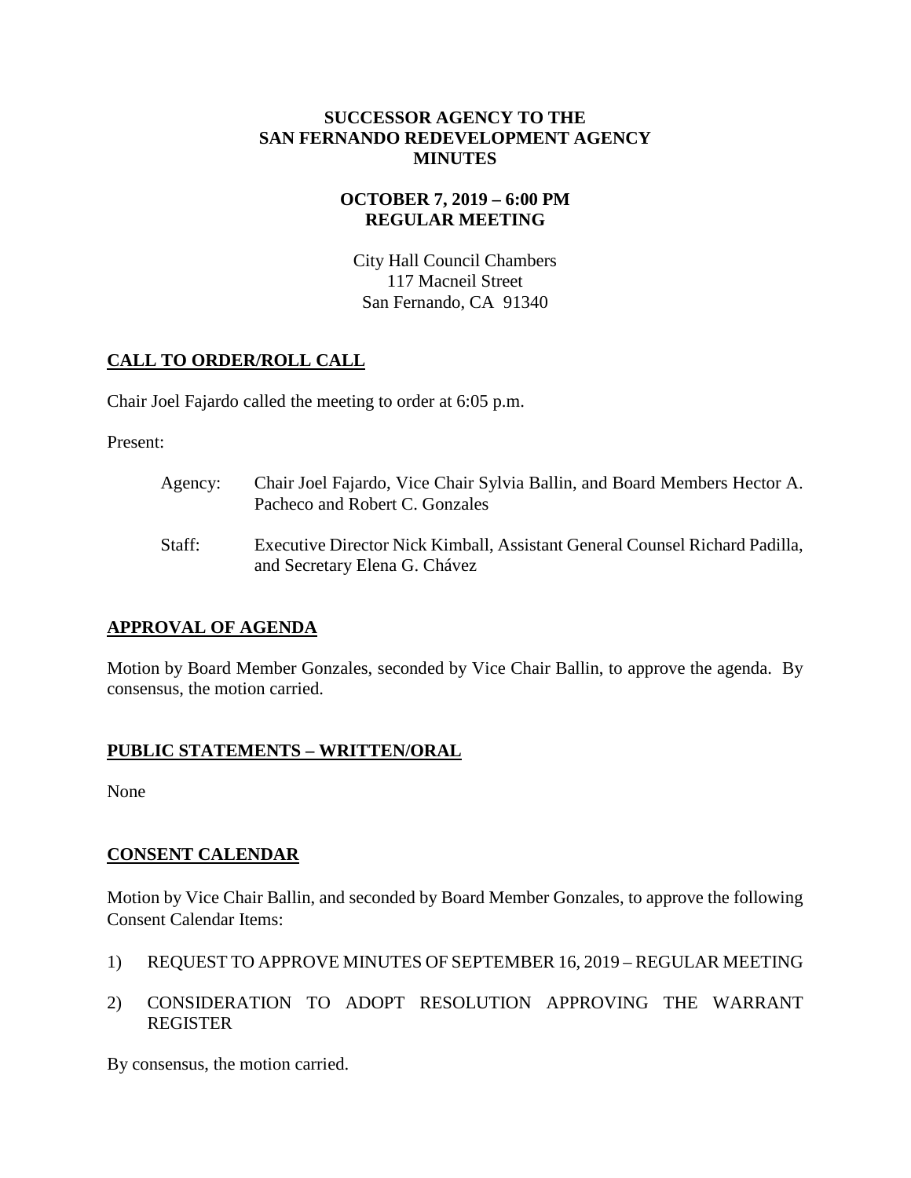# SUCCESSOR AGENCY TO THE SAN FERNANDO REDEVELOPMENT AGENCY MINUTES

## OCTOBER 7, 2019 – 6:00 PM REGULAR MEETING

City Hall Council Chambers
117 Macneil Street
San Fernando, CA 91340

## CALL TO ORDER/ROLL CALL

Chair Joel Fajardo called the meeting to order at 6:05 p.m.

Present:

Agency: Chair Joel Fajardo, Vice Chair Sylvia Ballin, and Board Members Hector A. Pacheco and Robert C. Gonzales

Staff: Executive Director Nick Kimball, Assistant General Counsel Richard Padilla, and Secretary Elena G. Chávez

## APPROVAL OF AGENDA

Motion by Board Member Gonzales, seconded by Vice Chair Ballin, to approve the agenda. By consensus, the motion carried.

## PUBLIC STATEMENTS – WRITTEN/ORAL

None

## CONSENT CALENDAR

Motion by Vice Chair Ballin, and seconded by Board Member Gonzales, to approve the following Consent Calendar Items:

1) REQUEST TO APPROVE MINUTES OF SEPTEMBER 16, 2019 – REGULAR MEETING

2) CONSIDERATION TO ADOPT RESOLUTION APPROVING THE WARRANT REGISTER

By consensus, the motion carried.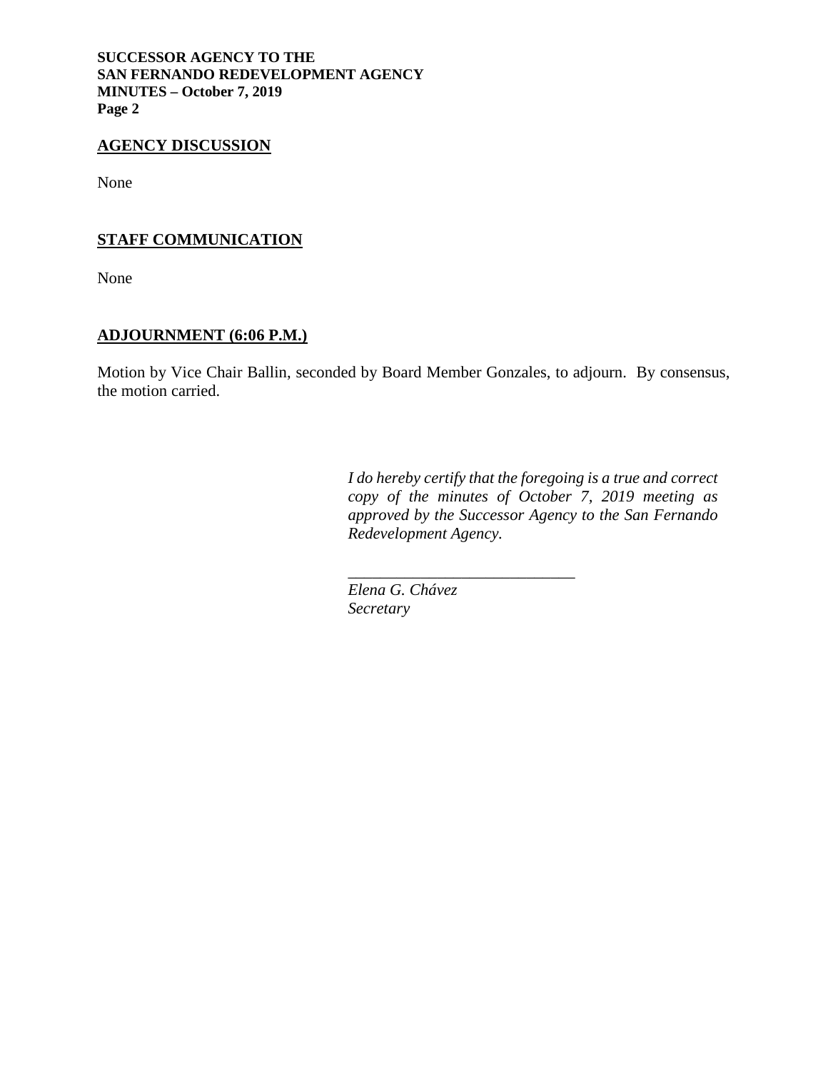## AGENCY DISCUSSION

None

## STAFF COMMUNICATION

None

## ADJOURNMENT (6:06 P.M.)

Motion by Vice Chair Ballin, seconded by Board Member Gonzales, to adjourn. By consensus, the motion carried.

*I do hereby certify that the foregoing is a true and correct copy of the minutes of October 7, 2019 meeting as approved by the Successor Agency to the San Fernando Redevelopment Agency.*

\_\_\_\_\_\_\_\_\_\_\_\_\_\_\_\_\_\_\_\_\_\_\_\_\_\_\_\_

*Elena G. Chávez*
*Secretary*